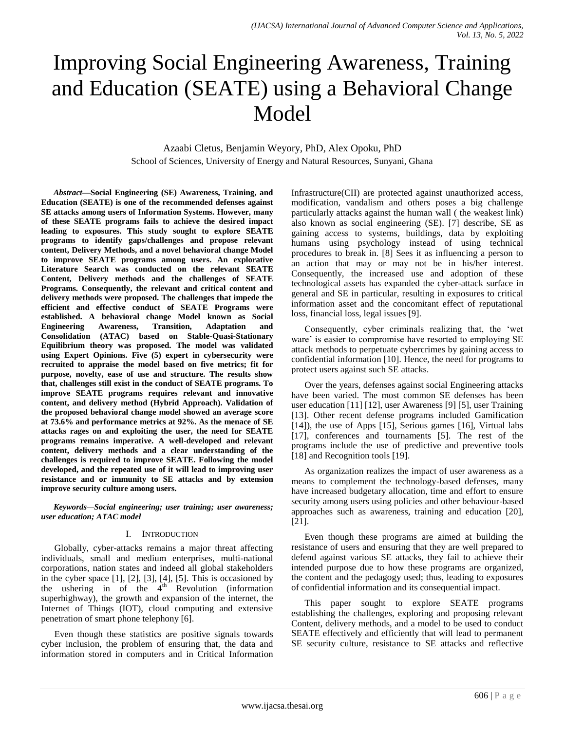# Improving Social Engineering Awareness, Training and Education (SEATE) using a Behavioral Change Model

Azaabi Cletus, Benjamin Weyory, PhD, Alex Opoku, PhD

School of Sciences, University of Energy and Natural Resources, Sunyani, Ghana

***Abstract*—Social Engineering (SE) Awareness, Training, and Education (SEATE) is one of the recommended defenses against SE attacks among users of Information Systems. However, many of these SEATE programs fails to achieve the desired impact leading to exposures. This study sought to explore SEATE programs to identify gaps/challenges and propose relevant content, Delivery Methods, and a novel behavioral change Model to improve SEATE programs among users. An explorative Literature Search was conducted on the relevant SEATE Content, Delivery methods and the challenges of SEATE Programs. Consequently, the relevant and critical content and delivery methods were proposed. The challenges that impede the efficient and effective conduct of SEATE Programs were established. A behavioral change Model known as Social Engineering Awareness, Transition, Adaptation and Consolidation (ATAC) based on Stable-Quasi-Stationary Equilibrium theory was proposed. The model was validated using Expert Opinions. Five (5) expert in cybersecurity were recruited to appraise the model based on five metrics; fit for purpose, novelty, ease of use and structure. The results show that, challenges still exist in the conduct of SEATE programs. To improve SEATE programs requires relevant and innovative content, and delivery method (Hybrid Approach). Validation of the proposed behavioral change model showed an average score at 73.6% and performance metrics at 92%. As the menace of SE attacks rages on and exploiting the user, the need for SEATE programs remains imperative. A well-developed and relevant content, delivery methods and a clear understanding of the challenges is required to improve SEATE. Following the model developed, and the repeated use of it will lead to improving user resistance and or immunity to SE attacks and by extension improve security culture among users.**

***Keywords*—*Social engineering; user training; user awareness; user education; ATAC model***

## I. Introduction

Globally, cyber-attacks remains a major threat affecting individuals, small and medium enterprises, multi-national corporations, nation states and indeed all global stakeholders in the cyber space [1], [2], [3], [4], [5]. This is occasioned by the ushering in of the 4th Revolution (information superhighway), the growth and expansion of the internet, the Internet of Things (IOT), cloud computing and extensive penetration of smart phone telephony [6].

Even though these statistics are positive signals towards cyber inclusion, the problem of ensuring that, the data and information stored in computers and in Critical Information Infrastructure(CII) are protected against unauthorized access, modification, vandalism and others poses a big challenge particularly attacks against the human wall ( the weakest link) also known as social engineering (SE). [7] describe, SE as gaining access to systems, buildings, data by exploiting humans using psychology instead of using technical procedures to break in. [8] Sees it as influencing a person to an action that may or may not be in his/her interest. Consequently, the increased use and adoption of these technological assets has expanded the cyber-attack surface in general and SE in particular, resulting in exposures to critical information asset and the concomitant effect of reputational loss, financial loss, legal issues [9].

Consequently, cyber criminals realizing that, the 'wet ware' is easier to compromise have resorted to employing SE attack methods to perpetuate cybercrimes by gaining access to confidential information [10]. Hence, the need for programs to protect users against such SE attacks.

Over the years, defenses against social Engineering attacks have been varied. The most common SE defenses has been user education [11] [12], user Awareness [9] [5], user Training [13]. Other recent defense programs included Gamification [14]), the use of Apps [15], Serious games [16], Virtual labs [17], conferences and tournaments [5]. The rest of the programs include the use of predictive and preventive tools [18] and Recognition tools [19].

As organization realizes the impact of user awareness as a means to complement the technology-based defenses, many have increased budgetary allocation, time and effort to ensure security among users using policies and other behaviour-based approaches such as awareness, training and education [20], [21].

Even though these programs are aimed at building the resistance of users and ensuring that they are well prepared to defend against various SE attacks, they fail to achieve their intended purpose due to how these programs are organized, the content and the pedagogy used; thus, leading to exposures of confidential information and its consequential impact.

This paper sought to explore SEATE programs establishing the challenges, exploring and proposing relevant Content, delivery methods, and a model to be used to conduct SEATE effectively and efficiently that will lead to permanent SE security culture, resistance to SE attacks and reflective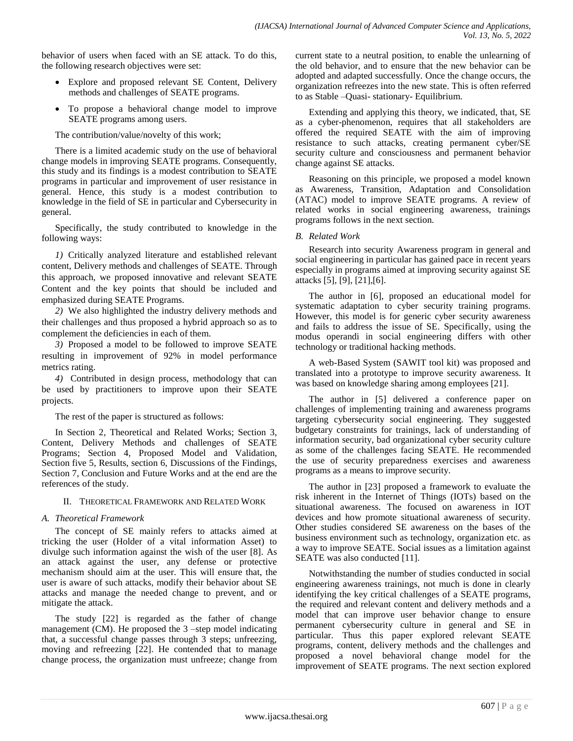behavior of users when faced with an SE attack. To do this, the following research objectives were set:

- Explore and proposed relevant SE Content, Delivery methods and challenges of SEATE programs.
- To propose a behavioral change model to improve SEATE programs among users.

The contribution/value/novelty of this work;

There is a limited academic study on the use of behavioral change models in improving SEATE programs. Consequently, this study and its findings is a modest contribution to SEATE programs in particular and improvement of user resistance in general. Hence, this study is a modest contribution to knowledge in the field of SE in particular and Cybersecurity in general.

Specifically, the study contributed to knowledge in the following ways:

*1)* Critically analyzed literature and established relevant content, Delivery methods and challenges of SEATE. Through this approach, we proposed innovative and relevant SEATE Content and the key points that should be included and emphasized during SEATE Programs.

*2)* We also highlighted the industry delivery methods and their challenges and thus proposed a hybrid approach so as to complement the deficiencies in each of them.

*3)* Proposed a model to be followed to improve SEATE resulting in improvement of 92% in model performance metrics rating.

*4)* Contributed in design process, methodology that can be used by practitioners to improve upon their SEATE projects.

The rest of the paper is structured as follows:

In Section 2, Theoretical and Related Works; Section 3, Content, Delivery Methods and challenges of SEATE Programs; Section 4, Proposed Model and Validation, Section five 5, Results, section 6, Discussions of the Findings, Section 7, Conclusion and Future Works and at the end are the references of the study.

## II. Theoretical Framework and Related Work

### *A. Theoretical Framework*

The concept of SE mainly refers to attacks aimed at tricking the user (Holder of a vital information Asset) to divulge such information against the wish of the user [8]. As an attack against the user, any defense or protective mechanism should aim at the user. This will ensure that, the user is aware of such attacks, modify their behavior about SE attacks and manage the needed change to prevent, and or mitigate the attack.

The study [22] is regarded as the father of change management (CM). He proposed the 3 –step model indicating that, a successful change passes through 3 steps; unfreezing, moving and refreezing [22]. He contended that to manage change process, the organization must unfreeze; change from current state to a neutral position, to enable the unlearning of the old behavior, and to ensure that the new behavior can be adopted and adapted successfully. Once the change occurs, the organization refreezes into the new state. This is often referred to as Stable –Quasi- stationary- Equilibrium.

Extending and applying this theory, we indicated, that, SE as a cyber-phenomenon, requires that all stakeholders are offered the required SEATE with the aim of improving resistance to such attacks, creating permanent cyber/SE security culture and consciousness and permanent behavior change against SE attacks.

Reasoning on this principle, we proposed a model known as Awareness, Transition, Adaptation and Consolidation (ATAC) model to improve SEATE programs. A review of related works in social engineering awareness, trainings programs follows in the next section.

### *B. Related Work*

Research into security Awareness program in general and social engineering in particular has gained pace in recent years especially in programs aimed at improving security against SE attacks [5], [9], [21],[6].

The author in [6], proposed an educational model for systematic adaptation to cyber security training programs. However, this model is for generic cyber security awareness and fails to address the issue of SE. Specifically, using the modus operandi in social engineering differs with other technology or traditional hacking methods.

A web-Based System (SAWIT tool kit) was proposed and translated into a prototype to improve security awareness. It was based on knowledge sharing among employees [21].

The author in [5] delivered a conference paper on challenges of implementing training and awareness programs targeting cybersecurity social engineering. They suggested budgetary constraints for trainings, lack of understanding of information security, bad organizational cyber security culture as some of the challenges facing SEATE. He recommended the use of security preparedness exercises and awareness programs as a means to improve security.

The author in [23] proposed a framework to evaluate the risk inherent in the Internet of Things (IOTs) based on the situational awareness. The focused on awareness in IOT devices and how promote situational awareness of security. Other studies considered SE awareness on the bases of the business environment such as technology, organization etc. as a way to improve SEATE. Social issues as a limitation against SEATE was also conducted [11].

Notwithstanding the number of studies conducted in social engineering awareness trainings, not much is done in clearly identifying the key critical challenges of a SEATE programs, the required and relevant content and delivery methods and a model that can improve user behavior change to ensure permanent cybersecurity culture in general and SE in particular. Thus this paper explored relevant SEATE programs, content, delivery methods and the challenges and proposed a novel behavioral change model for the improvement of SEATE programs. The next section explored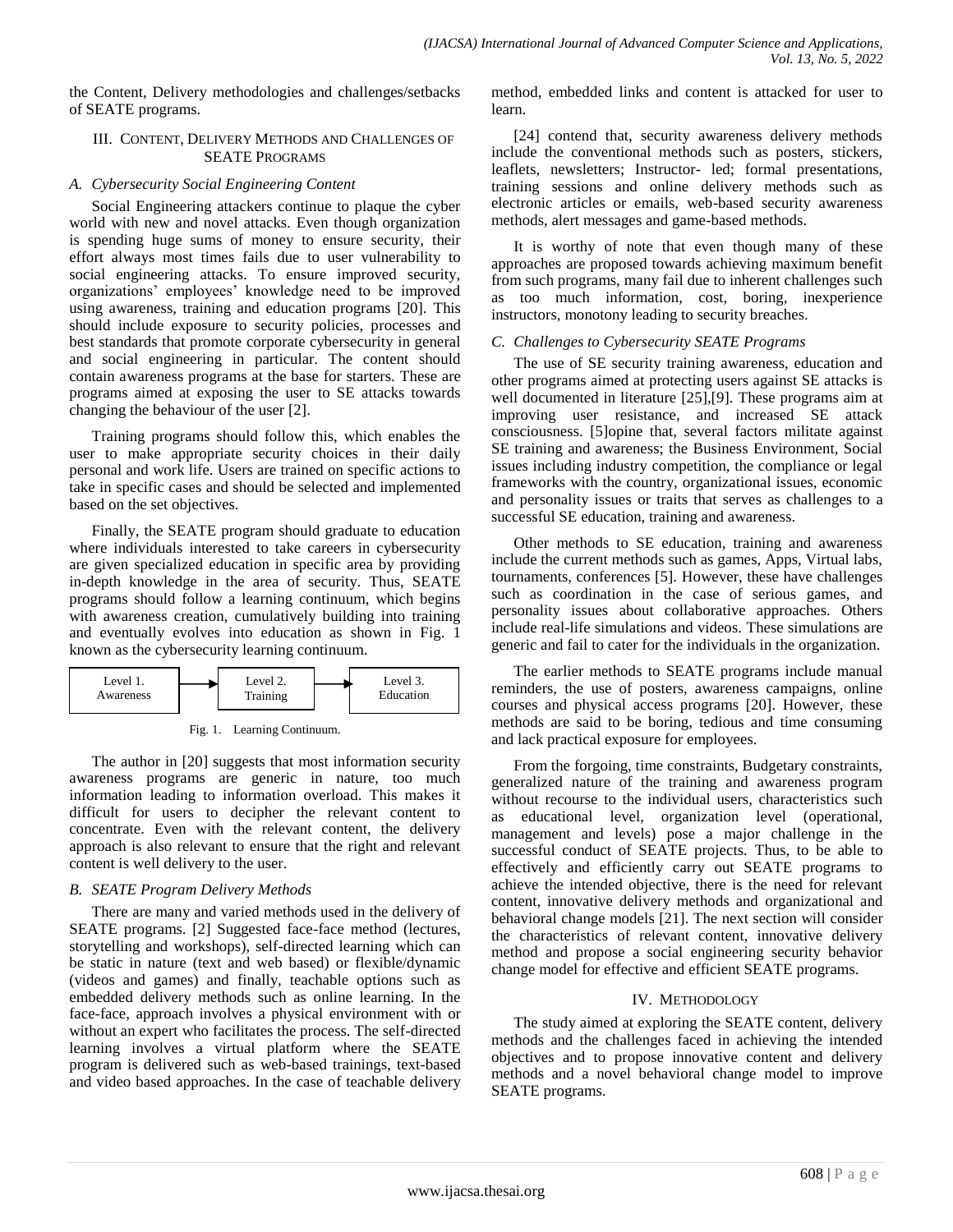the Content, Delivery methodologies and challenges/setbacks of SEATE programs.

## III. Content, Delivery Methods and Challenges of SEATE Programs

### A. Cybersecurity Social Engineering Content

Social Engineering attackers continue to plaque the cyber world with new and novel attacks. Even though organization is spending huge sums of money to ensure security, their effort always most times fails due to user vulnerability to social engineering attacks. To ensure improved security, organizations' employees' knowledge need to be improved using awareness, training and education programs [20]. This should include exposure to security policies, processes and best standards that promote corporate cybersecurity in general and social engineering in particular. The content should contain awareness programs at the base for starters. These are programs aimed at exposing the user to SE attacks towards changing the behaviour of the user [2].

Training programs should follow this, which enables the user to make appropriate security choices in their daily personal and work life. Users are trained on specific actions to take in specific cases and should be selected and implemented based on the set objectives.

Finally, the SEATE program should graduate to education where individuals interested to take careers in cybersecurity are given specialized education in specific area by providing in-depth knowledge in the area of security. Thus, SEATE programs should follow a learning continuum, which begins with awareness creation, cumulatively building into training and eventually evolves into education as shown in Fig. 1 known as the cybersecurity learning continuum.

Level 1. Awareness → Level 2. Training → Level 3. Education

Fig. 1. Learning Continuum.

The author in [20] suggests that most information security awareness programs are generic in nature, too much information leading to information overload. This makes it difficult for users to decipher the relevant content to concentrate. Even with the relevant content, the delivery approach is also relevant to ensure that the right and relevant content is well delivery to the user.

### B. SEATE Program Delivery Methods

There are many and varied methods used in the delivery of SEATE programs. [2] Suggested face-face method (lectures, storytelling and workshops), self-directed learning which can be static in nature (text and web based) or flexible/dynamic (videos and games) and finally, teachable options such as embedded delivery methods such as online learning. In the face-face, approach involves a physical environment with or without an expert who facilitates the process. The self-directed learning involves a virtual platform where the SEATE program is delivered such as web-based trainings, text-based and video based approaches. In the case of teachable delivery method, embedded links and content is attacked for user to learn.

[24] contend that, security awareness delivery methods include the conventional methods such as posters, stickers, leaflets, newsletters; Instructor- led; formal presentations, training sessions and online delivery methods such as electronic articles or emails, web-based security awareness methods, alert messages and game-based methods.

It is worthy of note that even though many of these approaches are proposed towards achieving maximum benefit from such programs, many fail due to inherent challenges such as too much information, cost, boring, inexperience instructors, monotony leading to security breaches.

### C. Challenges to Cybersecurity SEATE Programs

The use of SE security training awareness, education and other programs aimed at protecting users against SE attacks is well documented in literature [25],[9]. These programs aim at improving user resistance, and increased SE attack consciousness. [5]opine that, several factors militate against SE training and awareness; the Business Environment, Social issues including industry competition, the compliance or legal frameworks with the country, organizational issues, economic and personality issues or traits that serves as challenges to a successful SE education, training and awareness.

Other methods to SE education, training and awareness include the current methods such as games, Apps, Virtual labs, tournaments, conferences [5]. However, these have challenges such as coordination in the case of serious games, and personality issues about collaborative approaches. Others include real-life simulations and videos. These simulations are generic and fail to cater for the individuals in the organization.

The earlier methods to SEATE programs include manual reminders, the use of posters, awareness campaigns, online courses and physical access programs [20]. However, these methods are said to be boring, tedious and time consuming and lack practical exposure for employees.

From the forgoing, time constraints, Budgetary constraints, generalized nature of the training and awareness program without recourse to the individual users, characteristics such as educational level, organization level (operational, management and levels) pose a major challenge in the successful conduct of SEATE projects. Thus, to be able to effectively and efficiently carry out SEATE programs to achieve the intended objective, there is the need for relevant content, innovative delivery methods and organizational and behavioral change models [21]. The next section will consider the characteristics of relevant content, innovative delivery method and propose a social engineering security behavior change model for effective and efficient SEATE programs.

## IV. Methodology

The study aimed at exploring the SEATE content, delivery methods and the challenges faced in achieving the intended objectives and to propose innovative content and delivery methods and a novel behavioral change model to improve SEATE programs.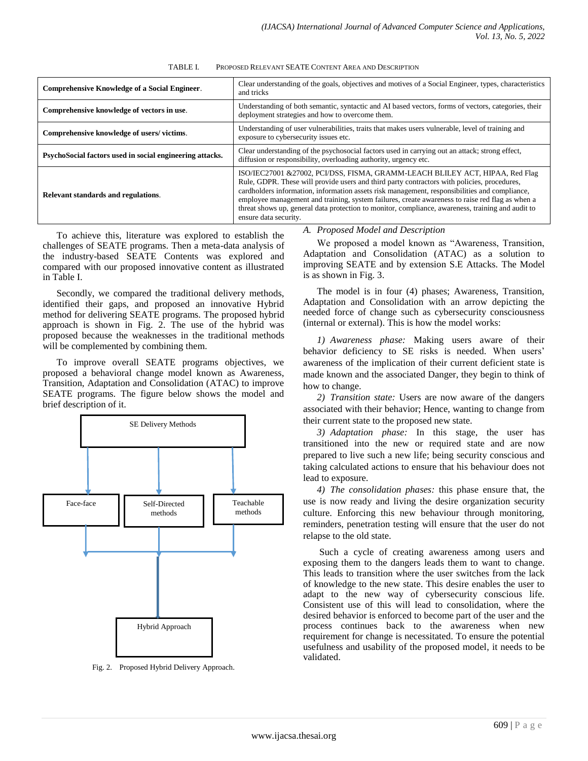TABLE I. PROPOSED RELEVANT SEATE CONTENT AREA AND DESCRIPTION

| | |
|---|---|
| **Comprehensive Knowledge of a Social Engineer**. | Clear understanding of the goals, objectives and motives of a Social Engineer, types, characteristics and tricks |
| **Comprehensive knowledge of vectors in use**. | Understanding of both semantic, syntactic and AI based vectors, forms of vectors, categories, their deployment strategies and how to overcome them. |
| **Comprehensive knowledge of users/ victims**. | Understanding of user vulnerabilities, traits that makes users vulnerable, level of training and exposure to cybersecurity issues etc. |
| **PsychoSocial factors used in social engineering attacks.** | Clear understanding of the psychosocial factors used in carrying out an attack; strong effect, diffusion or responsibility, overloading authority, urgency etc. |
| **Relevant standards and regulations**. | ISO/IEC27001 &27002, PCI/DSS, FISMA, GRAMM-LEACH BLILEY ACT, HIPAA, Red Flag Rule, GDPR. These will provide users and third party contractors with policies, procedures, cardholders information, information assets risk management, responsibilities and compliance, employee management and training, system failures, create awareness to raise red flag as when a threat shows up, general data protection to monitor, compliance, awareness, training and audit to ensure data security. |

To achieve this, literature was explored to establish the challenges of SEATE programs. Then a meta-data analysis of the industry-based SEATE Contents was explored and compared with our proposed innovative content as illustrated in Table I.

Secondly, we compared the traditional delivery methods, identified their gaps, and proposed an innovative Hybrid method for delivering SEATE programs. The proposed hybrid approach is shown in Fig. 2. The use of the hybrid was proposed because the weaknesses in the traditional methods will be complemented by combining them.

To improve overall SEATE programs objectives, we proposed a behavioral change model known as Awareness, Transition, Adaptation and Consolidation (ATAC) to improve SEATE programs. The figure below shows the model and brief description of it.

SE Delivery Methods

Face-face | Self-Directed methods | Teachable methods

Hybrid Approach

Fig. 2. Proposed Hybrid Delivery Approach.

### A. Proposed Model and Description

We proposed a model known as "Awareness, Transition, Adaptation and Consolidation (ATAC) as a solution to improving SEATE and by extension S.E Attacks. The Model is as shown in Fig. 3.

The model is in four (4) phases; Awareness, Transition, Adaptation and Consolidation with an arrow depicting the needed force of change such as cybersecurity consciousness (internal or external). This is how the model works:

*1) Awareness phase:* Making users aware of their behavior deficiency to SE risks is needed. When users' awareness of the implication of their current deficient state is made known and the associated Danger, they begin to think of how to change.

*2) Transition state:* Users are now aware of the dangers associated with their behavior; Hence, wanting to change from their current state to the proposed new state.

*3) Adaptation phase:* In this stage, the user has transitioned into the new or required state and are now prepared to live such a new life; being security conscious and taking calculated actions to ensure that his behaviour does not lead to exposure.

*4) The consolidation phases:* this phase ensure that, the use is now ready and living the desire organization security culture. Enforcing this new behaviour through monitoring, reminders, penetration testing will ensure that the user do not relapse to the old state.

Such a cycle of creating awareness among users and exposing them to the dangers leads them to want to change. This leads to transition where the user switches from the lack of knowledge to the new state. This desire enables the user to adapt to the new way of cybersecurity conscious life. Consistent use of this will lead to consolidation, where the desired behavior is enforced to become part of the user and the process continues back to the awareness when new requirement for change is necessitated. To ensure the potential usefulness and usability of the proposed model, it needs to be validated.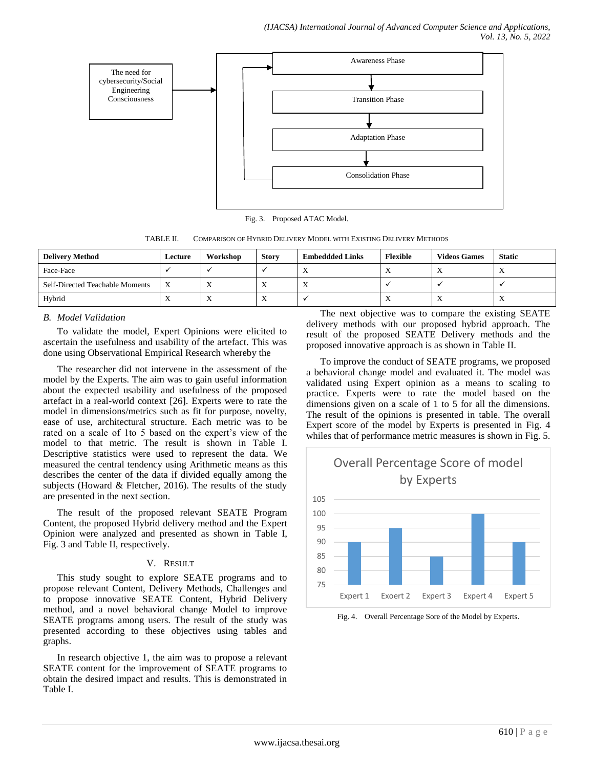Fig. 3. Proposed ATAC Model.

TABLE II. COMPARISON OF HYBRID DELIVERY MODEL WITH EXISTING DELIVERY METHODS

| Delivery Method | Lecture | Workshop | Story | Embeddded Links | Flexible | Videos Games | Static |
|---|---|---|---|---|---|---|---|
| Face-Face | ✓ | ✓ | ✓ | X | X | X | X |
| Self-Directed Teachable Moments | X | X | X | X | ✓ | ✓ | ✓ |
| Hybrid | X | X | X | ✓ | X | X | X |

### *B. Model Validation*

To validate the model, Expert Opinions were elicited to ascertain the usefulness and usability of the artefact. This was done using Observational Empirical Research whereby the

The researcher did not intervene in the assessment of the model by the Experts. The aim was to gain useful information about the expected usability and usefulness of the proposed artefact in a real-world context [26]. Experts were to rate the model in dimensions/metrics such as fit for purpose, novelty, ease of use, architectural structure. Each metric was to be rated on a scale of 1to 5 based on the expert's view of the model to that metric. The result is shown in Table I. Descriptive statistics were used to represent the data. We measured the central tendency using Arithmetic means as this describes the center of the data if divided equally among the subjects (Howard & Fletcher, 2016). The results of the study are presented in the next section.

The result of the proposed relevant SEATE Program Content, the proposed Hybrid delivery method and the Expert Opinion were analyzed and presented as shown in Table I, Fig. 3 and Table II, respectively.

## V. RESULT

This study sought to explore SEATE programs and to propose relevant Content, Delivery Methods, Challenges and to propose innovative SEATE Content, Hybrid Delivery method, and a novel behavioral change Model to improve SEATE programs among users. The result of the study was presented according to these objectives using tables and graphs.

In research objective 1, the aim was to propose a relevant SEATE content for the improvement of SEATE programs to obtain the desired impact and results. This is demonstrated in Table I.

The next objective was to compare the existing SEATE delivery methods with our proposed hybrid approach. The result of the proposed SEATE Delivery methods and the proposed innovative approach is as shown in Table II.

To improve the conduct of SEATE programs, we proposed a behavioral change model and evaluated it. The model was validated using Expert opinion as a means to scaling to practice. Experts were to rate the model based on the dimensions given on a scale of 1 to 5 for all the dimensions. The result of the opinions is presented in table. The overall Expert score of the model by Experts is presented in Fig. 4 whiles that of performance metric measures is shown in Fig. 5.

Fig. 4. Overall Percentage Sore of the Model by Experts.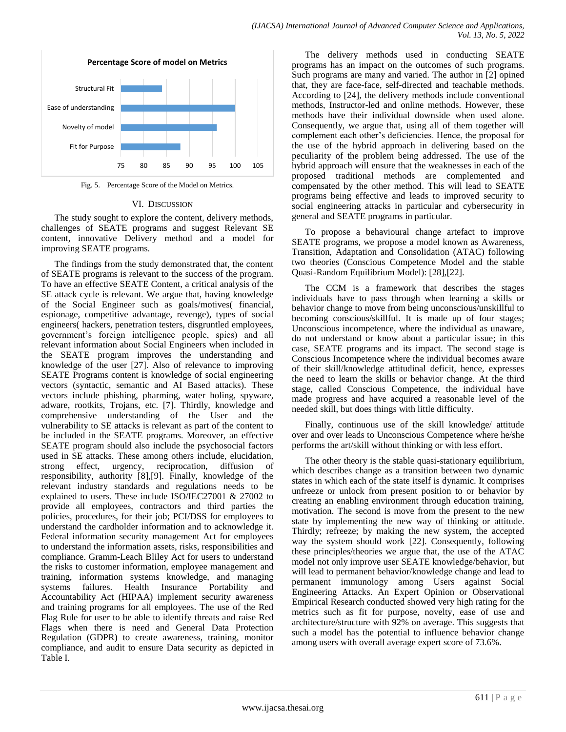Fig. 5. Percentage Score of the Model on Metrics.

## VI. Discussion

The study sought to explore the content, delivery methods, challenges of SEATE programs and suggest Relevant SE content, innovative Delivery method and a model for improving SEATE programs.

The findings from the study demonstrated that, the content of SEATE programs is relevant to the success of the program. To have an effective SEATE Content, a critical analysis of the SE attack cycle is relevant. We argue that, having knowledge of the Social Engineer such as goals/motives( financial, espionage, competitive advantage, revenge), types of social engineers( hackers, penetration testers, disgruntled employees, government's foreign intelligence people, spies) and all relevant information about Social Engineers when included in the SEATE program improves the understanding and knowledge of the user [27]. Also of relevance to improving SEATE Programs content is knowledge of social engineering vectors (syntactic, semantic and AI Based attacks). These vectors include phishing, pharming, water holing, spyware, adware, rootkits, Trojans, etc. [7]. Thirdly, knowledge and comprehensive understanding of the User and the vulnerability to SE attacks is relevant as part of the content to be included in the SEATE programs. Moreover, an effective SEATE program should also include the psychosocial factors used in SE attacks. These among others include, elucidation, strong effect, urgency, reciprocation, diffusion of responsibility, authority [8],[9]. Finally, knowledge of the relevant industry standards and regulations needs to be explained to users. These include ISO/IEC27001 & 27002 to provide all employees, contractors and third parties the policies, procedures, for their job; PCI/DSS for employees to understand the cardholder information and to acknowledge it. Federal information security management Act for employees to understand the information assets, risks, responsibilities and compliance. Gramm-Leach Bliley Act for users to understand the risks to customer information, employee management and training, information systems knowledge, and managing systems failures. Health Insurance Portability and Accountability Act (HIPAA) implement security awareness and training programs for all employees. The use of the Red Flag Rule for user to be able to identify threats and raise Red Flags when there is need and General Data Protection Regulation (GDPR) to create awareness, training, monitor compliance, and audit to ensure Data security as depicted in Table I.

The delivery methods used in conducting SEATE programs has an impact on the outcomes of such programs. Such programs are many and varied. The author in [2] opined that, they are face-face, self-directed and teachable methods. According to [24], the delivery methods include conventional methods, Instructor-led and online methods. However, these methods have their individual downside when used alone. Consequently, we argue that, using all of them together will complement each other's deficiencies. Hence, the proposal for the use of the hybrid approach in delivering based on the peculiarity of the problem being addressed. The use of the hybrid approach will ensure that the weaknesses in each of the proposed traditional methods are complemented and compensated by the other method. This will lead to SEATE programs being effective and leads to improved security to social engineering attacks in particular and cybersecurity in general and SEATE programs in particular.

To propose a behavioural change artefact to improve SEATE programs, we propose a model known as Awareness, Transition, Adaptation and Consolidation (ATAC) following two theories (Conscious Competence Model and the stable Quasi-Random Equilibrium Model): [28],[22].

The CCM is a framework that describes the stages individuals have to pass through when learning a skills or behavior change to move from being unconscious/unskillful to becoming conscious/skillful. It is made up of four stages; Unconscious incompetence, where the individual as unaware, do not understand or know about a particular issue; in this case, SEATE programs and its impact. The second stage is Conscious Incompetence where the individual becomes aware of their skill/knowledge attitudinal deficit, hence, expresses the need to learn the skills or behavior change. At the third stage, called Conscious Competence, the individual have made progress and have acquired a reasonable level of the needed skill, but does things with little difficulty.

Finally, continuous use of the skill knowledge/ attitude over and over leads to Unconscious Competence where he/she performs the art/skill without thinking or with less effort.

The other theory is the stable quasi-stationary equilibrium, which describes change as a transition between two dynamic states in which each of the state itself is dynamic. It comprises unfreeze or unlock from present position to or behavior by creating an enabling environment through education training, motivation. The second is move from the present to the new state by implementing the new way of thinking or attitude. Thirdly; refreeze; by making the new system, the accepted way the system should work [22]. Consequently, following these principles/theories we argue that, the use of the ATAC model not only improve user SEATE knowledge/behavior, but will lead to permanent behavior/knowledge change and lead to permanent immunology among Users against Social Engineering Attacks. An Expert Opinion or Observational Empirical Research conducted showed very high rating for the metrics such as fit for purpose, novelty, ease of use and architecture/structure with 92% on average. This suggests that such a model has the potential to influence behavior change among users with overall average expert score of 73.6%.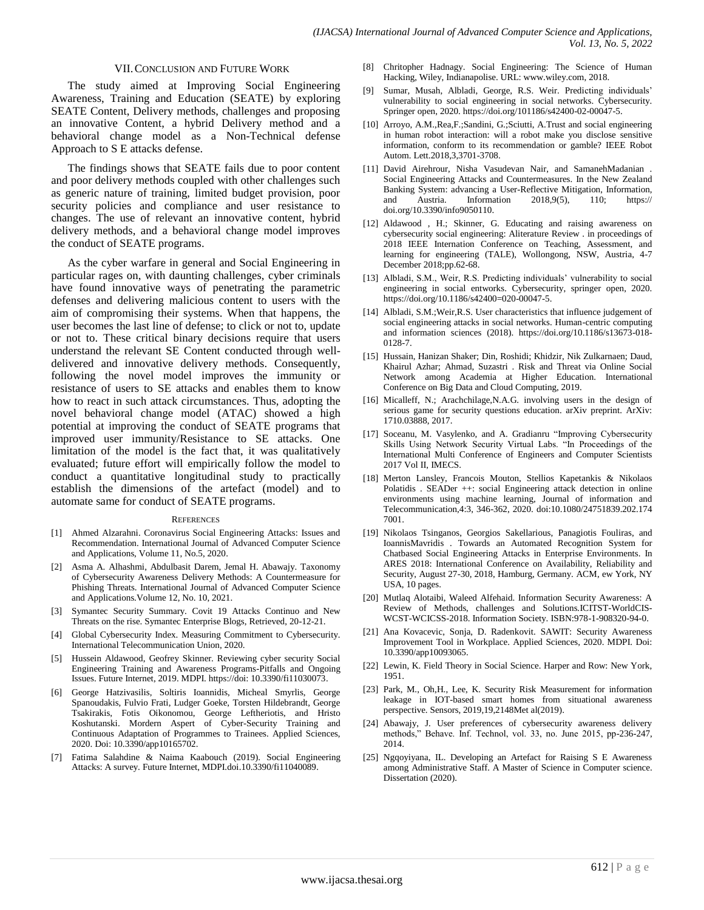## VII. Conclusion and Future Work

The study aimed at Improving Social Engineering Awareness, Training and Education (SEATE) by exploring SEATE Content, Delivery methods, challenges and proposing an innovative Content, a hybrid Delivery method and a behavioral change model as a Non-Technical defense Approach to S E attacks defense.

The findings shows that SEATE fails due to poor content and poor delivery methods coupled with other challenges such as generic nature of training, limited budget provision, poor security policies and compliance and user resistance to changes. The use of relevant an innovative content, hybrid delivery methods, and a behavioral change model improves the conduct of SEATE programs.

As the cyber warfare in general and Social Engineering in particular rages on, with daunting challenges, cyber criminals have found innovative ways of penetrating the parametric defenses and delivering malicious content to users with the aim of compromising their systems. When that happens, the user becomes the last line of defense; to click or not to, update or not to. These critical binary decisions require that users understand the relevant SE Content conducted through well-delivered and innovative delivery methods. Consequently, following the novel model improves the immunity or resistance of users to SE attacks and enables them to know how to react in such attack circumstances. Thus, adopting the novel behavioral change model (ATAC) showed a high potential at improving the conduct of SEATE programs that improved user immunity/Resistance to SE attacks. One limitation of the model is the fact that, it was qualitatively evaluated; future effort will empirically follow the model to conduct a quantitative longitudinal study to practically establish the dimensions of the artefact (model) and to automate same for conduct of SEATE programs.

## References

[1] Ahmed Alzarahni. Coronavirus Social Engineering Attacks: Issues and Recommendation. International Journal of Advanced Computer Science and Applications, Volume 11, No.5, 2020.

[2] Asma A. Alhashmi, Abdulbasit Darem, Jemal H. Abawajy. Taxonomy of Cybersecurity Awareness Delivery Methods: A Countermeasure for Phishing Threats. International Journal of Advanced Computer Science and Applications.Volume 12, No. 10, 2021.

[3] Symantec Security Summary. Covit 19 Attacks Continuo and New Threats on the rise. Symantec Enterprise Blogs, Retrieved, 20-12-21.

[4] Global Cybersecurity Index. Measuring Commitment to Cybersecurity. International Telecommunication Union, 2020.

[5] Hussein Aldawood, Geofrey Skinner. Reviewing cyber security Social Engineering Training and Awareness Programs-Pitfalls and Ongoing Issues. Future Internet, 2019. MDPI. https://doi: 10.3390/fi11030073.

[6] George Hatzivasilis, Soltiris Ioannidis, Micheal Smyrlis, George Spanoudakis, Fulvio Frati, Ludger Goeke, Torsten Hildebrandt, George Tsakirakis, Fotis Oikonomou, George Leftheriotis, and Hristo Koshutanski. Mordern Aspert of Cyber-Security Training and Continuous Adaptation of Programmes to Trainees. Applied Sciences, 2020. Doi: 10.3390/app10165702.

[7] Fatima Salahdine & Naima Kaabouch (2019). Social Engineering Attacks: A survey. Future Internet, MDPI.doi.10.3390/fi11040089.

[8] Chritopher Hadnagy. Social Engineering: The Science of Human Hacking, Wiley, Indianapolise. URL: www.wiley.com, 2018.

[9] Sumar, Musah, Albladi, George, R.S. Weir. Predicting individuals' vulnerability to social engineering in social networks. Cybersecurity. Springer open, 2020. https://doi.org/101186/s42400-02-00047-5.

[10] Arroyo, A.M.,Rea,F.;Sandini, G.;Sciutti, A.Trust and social engineering in human robot interaction: will a robot make you disclose sensitive information, conform to its recommendation or gamble? IEEE Robot Autom. Lett.2018,3,3701-3708.

[11] David Airehrour, Nisha Vasudevan Nair, and SamanehMadanian . Social Engineering Attacks and Countermeasures. In the New Zealand Banking System: advancing a User-Reflective Mitigation, Information, and Austria. Information 2018,9(5), 110; https:// doi.org/10.3390/info9050110.

[12] Aldawood , H.; Skinner, G. Educating and raising awareness on cybersecurity social engineering: Aliterature Review . in proceedings of 2018 IEEE Internation Conference on Teaching, Assessment, and learning for engineering (TALE), Wollongong, NSW, Austria, 4-7 December 2018;pp.62-68.

[13] Albladi, S.M., Weir, R.S. Predicting individuals' vulnerability to social engineering in social entworks. Cybersecurity, springer open, 2020. https://doi.org/10.1186/s42400=020-00047-5.

[14] Albladi, S.M.;Weir,R.S. User characteristics that influence judgement of social engineering attacks in social networks. Human-centric computing and information sciences (2018). https://doi.org/10.1186/s13673-018-0128-7.

[15] Hussain, Hanizan Shaker; Din, Roshidi; Khidzir, Nik Zulkarnaen; Daud, Khairul Azhar; Ahmad, Suzastri . Risk and Threat via Online Social Network among Academia at Higher Education. International Conference on Big Data and Cloud Computing, 2019.

[16] Micalleff, N.; Arachchilage,N.A.G. involving users in the design of serious game for security questions education. arXiv preprint. ArXiv: 1710.03888, 2017.

[17] Soceanu, M. Vasylenko, and A. Gradianru "Improving Cybersecurity Skills Using Network Security Virtual Labs. "In Proceedings of the International Multi Conference of Engineers and Computer Scientists 2017 Vol II, IMECS.

[18] Merton Lansley, Francois Mouton, Stellios Kapetankis & Nikolaos Polatidis . SEADer ++: social Engineering attack detection in online environments using machine learning, Journal of information and Telecommunication,4:3, 346-362, 2020. doi:10.1080/24751839.202.174 7001.

[19] Nikolaos Tsinganos, Georgios Sakellarious, Panagiotis Fouliras, and IoannisMavridis . Towards an Automated Recognition System for Chatbased Social Engineering Attacks in Enterprise Environments. In ARES 2018: International Conference on Availability, Reliability and Security, August 27-30, 2018, Hamburg, Germany. ACM, ew York, NY USA, 10 pages.

[20] Mutlaq Alotaibi, Waleed Alfehaid. Information Security Awareness: A Review of Methods, challenges and Solutions.ICITST-WorldCIS-WCST-WCICSS-2018. Information Society. ISBN:978-1-908320-94-0.

[21] Ana Kovacevic, Sonja, D. Radenkovit. SAWIT: Security Awareness Improvement Tool in Workplace. Applied Sciences, 2020. MDPI. Doi: 10.3390/app10093065.

[22] Lewin, K. Field Theory in Social Science. Harper and Row: New York, 1951.

[23] Park, M., Oh,H., Lee, K. Security Risk Measurement for information leakage in IOT-based smart homes from situational awareness perspective. Sensors, 2019,19,2148Met al(2019).

[24] Abawajy, J. User preferences of cybersecurity awareness delivery methods," Behave. Inf. Technol, vol. 33, no. June 2015, pp-236-247, 2014.

[25] Ngqoyiyana, IL. Developing an Artefact for Raising S E Awareness among Administrative Staff. A Master of Science in Computer science. Dissertation (2020).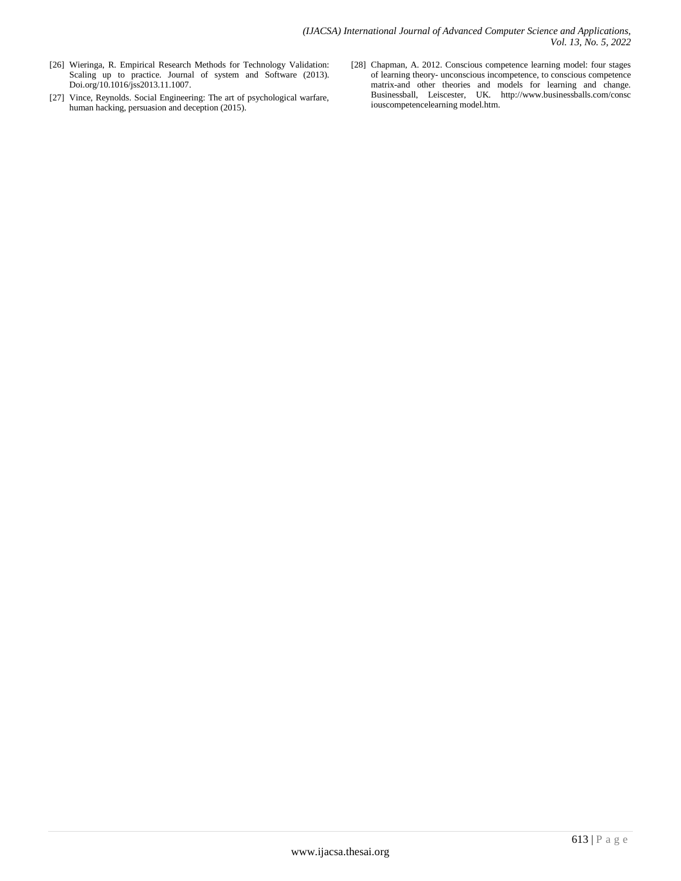[26] Wieringa, R. Empirical Research Methods for Technology Validation: Scaling up to practice. Journal of system and Software (2013). Doi.org/10.1016/jss2013.11.1007.

[27] Vince, Reynolds. Social Engineering: The art of psychological warfare, human hacking, persuasion and deception (2015).

[28] Chapman, A. 2012. Conscious competence learning model: four stages of learning theory- unconscious incompetence, to conscious competence matrix-and other theories and models for learning and change. Businessball, Leiscester, UK. http://www.businessballs.com/consciouscompetencelearning model.htm.